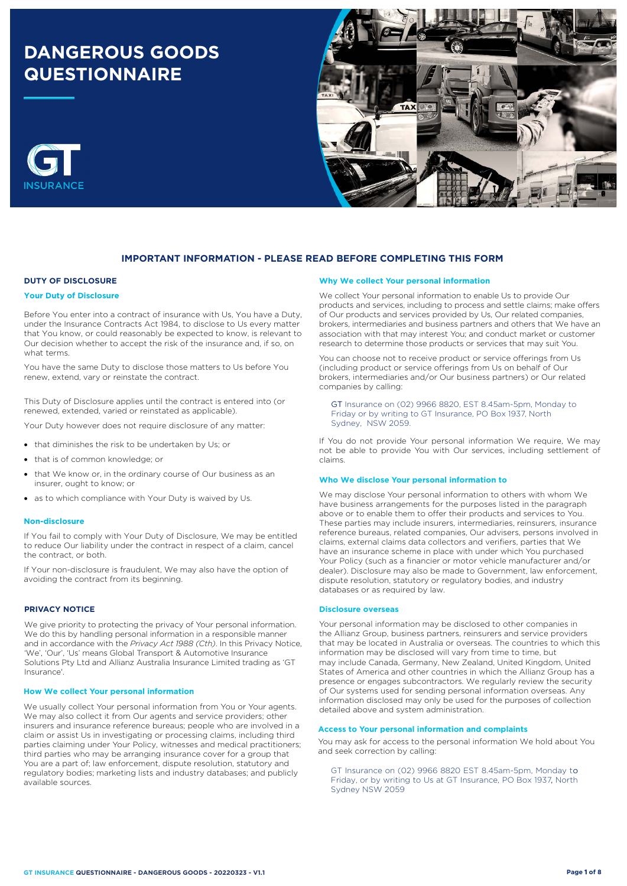# DANGEROUS GOODS QUESTIONNAIRE

## IMPORTANT INFORMATION - PLEASE READ BEFORE COMPLETING THIS FORM

### DUTY OF DISCLOSURE

#### Your Duty of Disclosure

Before You enter into a contract of insurance with Us, You have a Duty, under the Insurance Contracts Act 1984, to disclose to Us every matter that You know, or could reasonably be expected to know, is relevant to Our decision whether to accept the risk of the insurance and, if so, on what terms.

You have the same Duty to disclose those matters to Us before You renew, extend, vary or reinstate the contract.

This Duty of Disclosure applies until the contract is entered into (or renewed, extended, varied or reinstated as applicable).

Your Duty however does not require disclosure of any matter:

- that diminishes the risk to be undertaken by Us; or
- that is of common knowledge; or
- that We know or, in the ordinary course of Our business as an insurer, ought to know; or
- as to which compliance with Your Duty is waived by Us.

#### Non-disclosure

If You fail to comply with Your Duty of Disclosure, We may be entitled to reduce Our liability under the contract in respect of a claim, cancel the contract, or both.

If Your non-disclosure is fraudulent, We may also have the option of avoiding the contract from its beginning.

### PRIVACY NOTICE

We give priority to protecting the privacy of Your personal information. We do this by handling personal information in a responsible manner and in accordance with the *Privacy Act 1988 (Cth)*. In this Privacy Notice, 'We', 'Our', 'Us' means Global Transport & Automotive Insurance Solutions Pty Ltd and Allianz Australia Insurance Limited trading as 'GT Insurance'.

#### How We collect Your personal information

We usually collect Your personal information from You or Your agents. We may also collect it from Our agents and service providers; other insurers and insurance reference bureaus; people who are involved in a claim or assist Us in investigating or processing claims, including third parties claiming under Your Policy, witnesses and medical practitioners; third parties who may be arranging insurance cover for a group that You are a part of; law enforcement, dispute resolution, statutory and regulatory bodies; marketing lists and industry databases; and publicly available sources.

#### Why We collect Your personal information

We collect Your personal information to enable Us to provide Our products and services, including to process and settle claims; make offers of Our products and services provided by Us, Our related companies, brokers, intermediaries and business partners and others that We have an association with that may interest You; and conduct market or customer research to determine those products or services that may suit You.

You can choose not to receive product or service offerings from Us (including product or service offerings from Us on behalf of Our brokers, intermediaries and/or Our business partners) or Our related companies by calling:

GT Insurance on (02) 9966 8820, EST 8.45am-5pm, Monday to Friday or by writing to GT Insurance, PO Box 1937, North Sydney, NSW 2059.

If You do not provide Your personal information We require, We may not be able to provide You with Our services, including settlement of claims.

#### Who We disclose Your personal information to

We may disclose Your personal information to others with whom We have business arrangements for the purposes listed in the paragraph above or to enable them to offer their products and services to You. These parties may include insurers, intermediaries, reinsurers, insurance reference bureaus, related companies, Our advisers, persons involved in claims, external claims data collectors and verifiers, parties that We have an insurance scheme in place with under which You purchased Your Policy (such as a financier or motor vehicle manufacturer and/or dealer). Disclosure may also be made to Government, law enforcement, dispute resolution, statutory or regulatory bodies, and industry databases or as required by law.

#### Disclosure overseas

Your personal information may be disclosed to other companies in the Allianz Group, business partners, reinsurers and service providers that may be located in Australia or overseas. The countries to which this information may be disclosed will vary from time to time, but may include Canada, Germany, New Zealand, United Kingdom, United States of America and other countries in which the Allianz Group has a presence or engages subcontractors. We regularly review the security of Our systems used for sending personal information overseas. Any information disclosed may only be used for the purposes of collection detailed above and system administration.

#### Access to Your personal information and complaints

You may ask for access to the personal information We hold about You and seek correction by calling:

GT Insurance on (02) 9966 8820 EST 8.45am-5pm, Monday to Friday, or by writing to Us at GT Insurance, PO Box 1937, North Sydney NSW 2059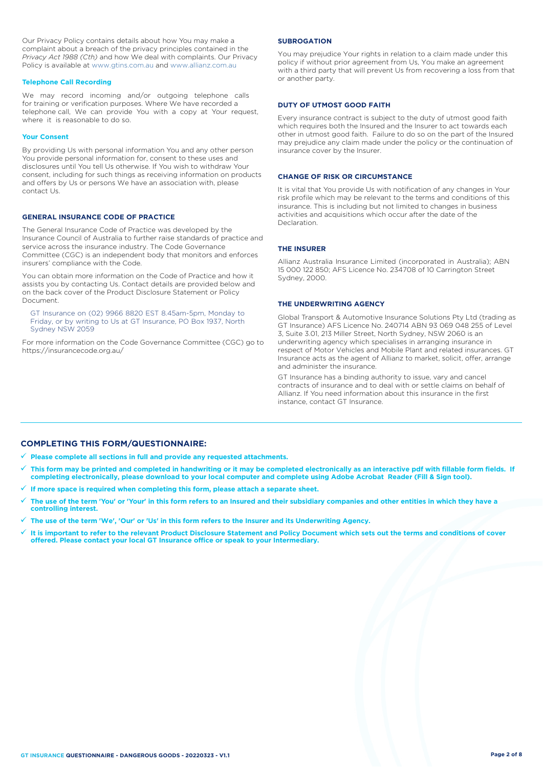Our Privacy Policy contains details about how You may make a complaint about a breach of the privacy principles contained in the *Privacy Act 1988 (Cth)* and how We deal with complaints. Our Privacy Policy is available at www.gtins.com.au and www.allianz.com.au

#### Telephone Call Recording

We may record incoming and/or outgoing telephone calls for training or verification purposes. Where We have recorded a telephone call, We can provide You with a copy at Your request, where it is reasonable to do so.

#### Your Consent

By providing Us with personal information You and any other person You provide personal information for, consent to these uses and disclosures until You tell Us otherwise. If You wish to withdraw Your consent, including for such things as receiving information on products and offers by Us or persons We have an association with, please contact Us.

### GENERAL INSURANCE CODE OF PRACTICE

The General Insurance Code of Practice was developed by the Insurance Council of Australia to further raise standards of practice and service across the insurance industry. The Code Governance Committee (CGC) is an independent body that monitors and enforces insurers' compliance with the Code.

You can obtain more information on the Code of Practice and how it assists you by contacting Us. Contact details are provided below and on the back cover of the Product Disclosure Statement or Policy Document.

> GT Insurance on (02) 9966 8820 EST 8.45am-5pm, Monday to Friday, or by writing to Us at GT Insurance, PO Box 1937, North Sydney NSW 2059

For more information on the Code Governance Committee (CGC) go to https://insurancecode.org.au/

### SUBROGATION

You may prejudice Your rights in relation to a claim made under this policy if without prior agreement from Us, You make an agreement with a third party that will prevent Us from recovering a loss from that or another party.

### DUTY OF UTMOST GOOD FAITH

Every insurance contract is subject to the duty of utmost good faith which requires both the Insured and the Insurer to act towards each other in utmost good faith. Failure to do so on the part of the Insured may prejudice any claim made under the policy or the continuation of insurance cover by the Insurer.

### CHANGE OF RISK OR CIRCUMSTANCE

It is vital that You provide Us with notification of any changes in Your risk profile which may be relevant to the terms and conditions of this insurance. This is including but not limited to changes in business activities and acquisitions which occur after the date of the Declaration.

### THE INSURER

Allianz Australia Insurance Limited (incorporated in Australia); ABN 15 000 122 850; AFS Licence No. 234708 of 10 Carrington Street Sydney, 2000.

### THE UNDERWRITING AGENCY

Global Transport & Automotive Insurance Solutions Pty Ltd (trading as GT Insurance) AFS Licence No. 240714 ABN 93 069 048 255 of Level 3, Suite 3.01, 213 Miller Street, North Sydney, NSW 2060 is an underwriting agency which specialises in arranging insurance in respect of Motor Vehicles and Mobile Plant and related insurances. GT Insurance acts as the agent of Allianz to market, solicit, offer, arrange and administer the insurance.

GT Insurance has a binding authority to issue, vary and cancel contracts of insurance and to deal with or settle claims on behalf of Allianz. If You need information about this insurance in the first instance, contact GT Insurance.

## COMPLETING THIS FORM/QUESTIONNAIRE:

- ✓ **Please complete all sections in full and provide any requested attachments.**
- ✓ **This form may be printed and completed in handwriting or it may be completed electronically as an interactive pdf with fillable form fields. If completing electronically, please download to your local computer and complete using Adobe Acrobat Reader (Fill & Sign tool).**
- ✓ **If more space is required when completing this form, please attach a separate sheet.**
- ✓ **The use of the term 'You' or 'Your' in this form refers to an Insured and their subsidiary companies and other entities in which they have a controlling interest.**
- ✓ **The use of the term 'We', 'Our' or 'Us' in this form refers to the Insurer and its Underwriting Agency.**
- ✓ **It is important to refer to the relevant Product Disclosure Statement and Policy Document which sets out the terms and conditions of cover offered. Please contact your local GT Insurance office or speak to your Intermediary.**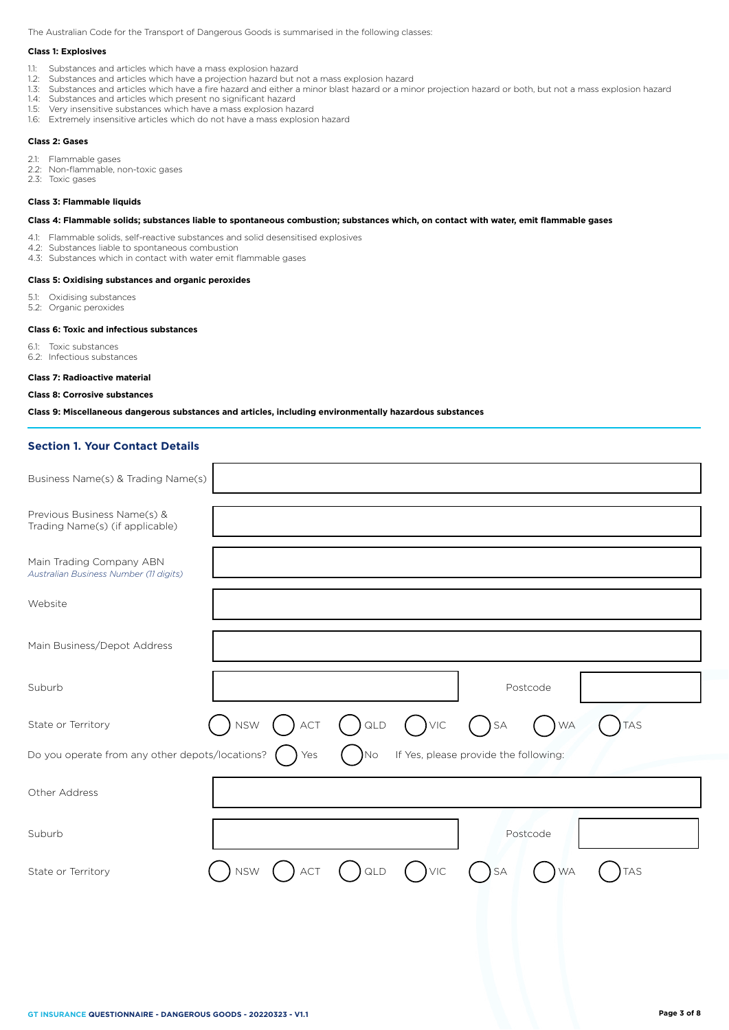The Australian Code for the Transport of Dangerous Goods is summarised in the following classes:

**Class 1: Explosives**

- 1.1: Substances and articles which have a mass explosion hazard
- 1.2: Substances and articles which have a projection hazard but not a mass explosion hazard
- 1.3: Substances and articles which have a fire hazard and either a minor blast hazard or a minor projection hazard or both, but not a mass explosion hazard
- 1.4: Substances and articles which present no significant hazard
- 1.5: Very insensitive substances which have a mass explosion hazard
- 1.6: Extremely insensitive articles which do not have a mass explosion hazard

**Class 2: Gases**

- 2.1: Flammable gases
- 2.2: Non-flammable, non-toxic gases
- 2.3: Toxic gases

**Class 3: Flammable liquids**

**Class 4: Flammable solids; substances liable to spontaneous combustion; substances which, on contact with water, emit flammable gases**

- 4.1: Flammable solids, self-reactive substances and solid desensitised explosives
- 4.2: Substances liable to spontaneous combustion
- 4.3: Substances which in contact with water emit flammable gases

**Class 5: Oxidising substances and organic peroxides**

- 5.1: Oxidising substances
- 5.2: Organic peroxides

**Class 6: Toxic and infectious substances**

- 6.1: Toxic substances
- 6.2: Infectious substances

**Class 7: Radioactive material**

**Class 8: Corrosive substances**

**Class 9: Miscellaneous dangerous substances and articles, including environmentally hazardous substances**

## Section 1. Your Contact Details

Business Name(s) & Trading Name(s): ______________________

Previous Business Name(s) & Trading Name(s) (if applicable): ______________________

Main Trading Company ABN
*Australian Business Number (11 digits)*: ______________________

Website: ______________________

Main Business/Depot Address: ______________________

Suburb: ______________________ Postcode: __________

State or Territory: ◯ NSW ◯ ACT ◯ QLD ◯ VIC ◯ SA ◯ WA ◯ TAS

Do you operate from any other depots/locations? ◯ Yes ◯ No If Yes, please provide the following:

Other Address: ______________________

Suburb: ______________________ Postcode: __________

State or Territory: ◯ NSW ◯ ACT ◯ QLD ◯ VIC ◯ SA ◯ WA ◯ TAS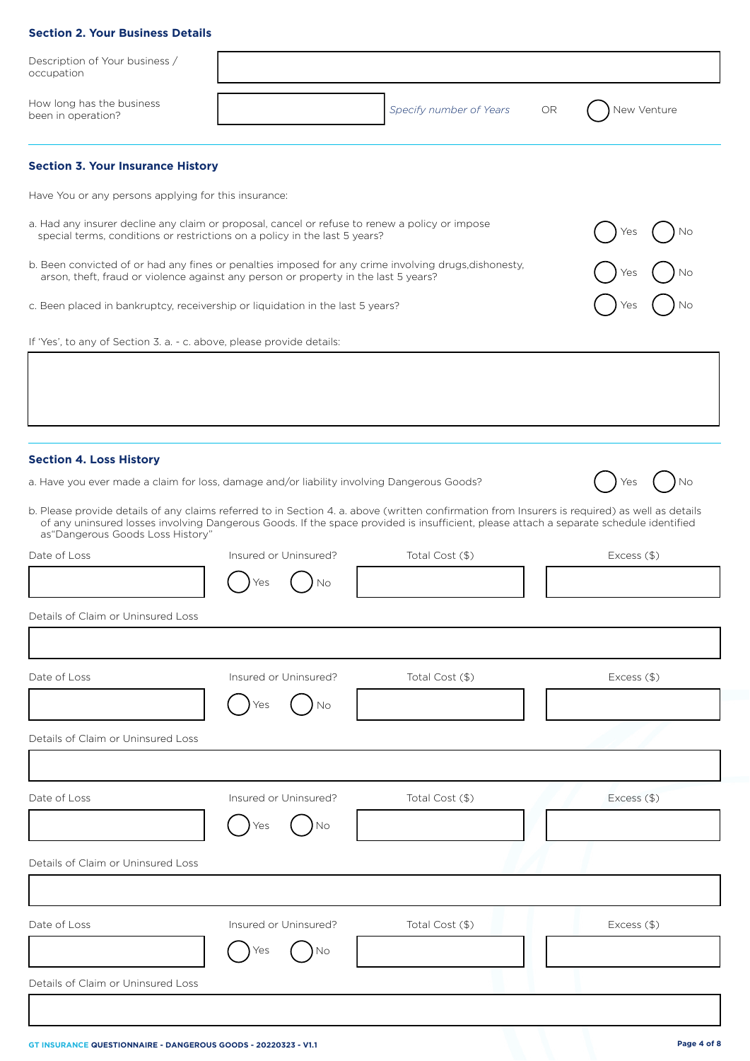### Section 2. Your Business Details

| | |
|---|---|
| Description of Your business / occupation | |
| How long has the business been in operation? | _Specify number of Years_ OR ◯ New Venture |

### Section 3. Your Insurance History

Have You or any persons applying for this insurance:

| | | |
|---|---|---|
| a. Had any insurer decline any claim or proposal, cancel or refuse to renew a policy or impose special terms, conditions or restrictions on a policy in the last 5 years? | ◯ Yes | ◯ No |
| b. Been convicted of or had any fines or penalties imposed for any crime involving drugs,dishonesty, arson, theft, fraud or violence against any person or property in the last 5 years? | ◯ Yes | ◯ No |
| c. Been placed in bankruptcy, receivership or liquidation in the last 5 years? | ◯ Yes | ◯ No |

If 'Yes', to any of Section 3. a. - c. above, please provide details:

### Section 4. Loss History

a. Have you ever made a claim for loss, damage and/or liability involving Dangerous Goods? ◯ Yes ◯ No

b. Please provide details of any claims referred to in Section 4. a. above (written confirmation from Insurers is required) as well as details of any uninsured losses involving Dangerous Goods. If the space provided is insufficient, please attach a separate schedule identified as"Dangerous Goods Loss History"

| Date of Loss | Insured or Uninsured? | Total Cost ($) | Excess ($) |
|---|---|---|---|
| | ◯ Yes ◯ No | | |

Details of Claim or Uninsured Loss

| Date of Loss | Insured or Uninsured? | Total Cost ($) | Excess ($) |
|---|---|---|---|
| | ◯ Yes ◯ No | | |

Details of Claim or Uninsured Loss

| Date of Loss | Insured or Uninsured? | Total Cost ($) | Excess ($) |
|---|---|---|---|
| | ◯ Yes ◯ No | | |

Details of Claim or Uninsured Loss

| Date of Loss | Insured or Uninsured? | Total Cost ($) | Excess ($) |
|---|---|---|---|
| | ◯ Yes ◯ No | | |

Details of Claim or Uninsured Loss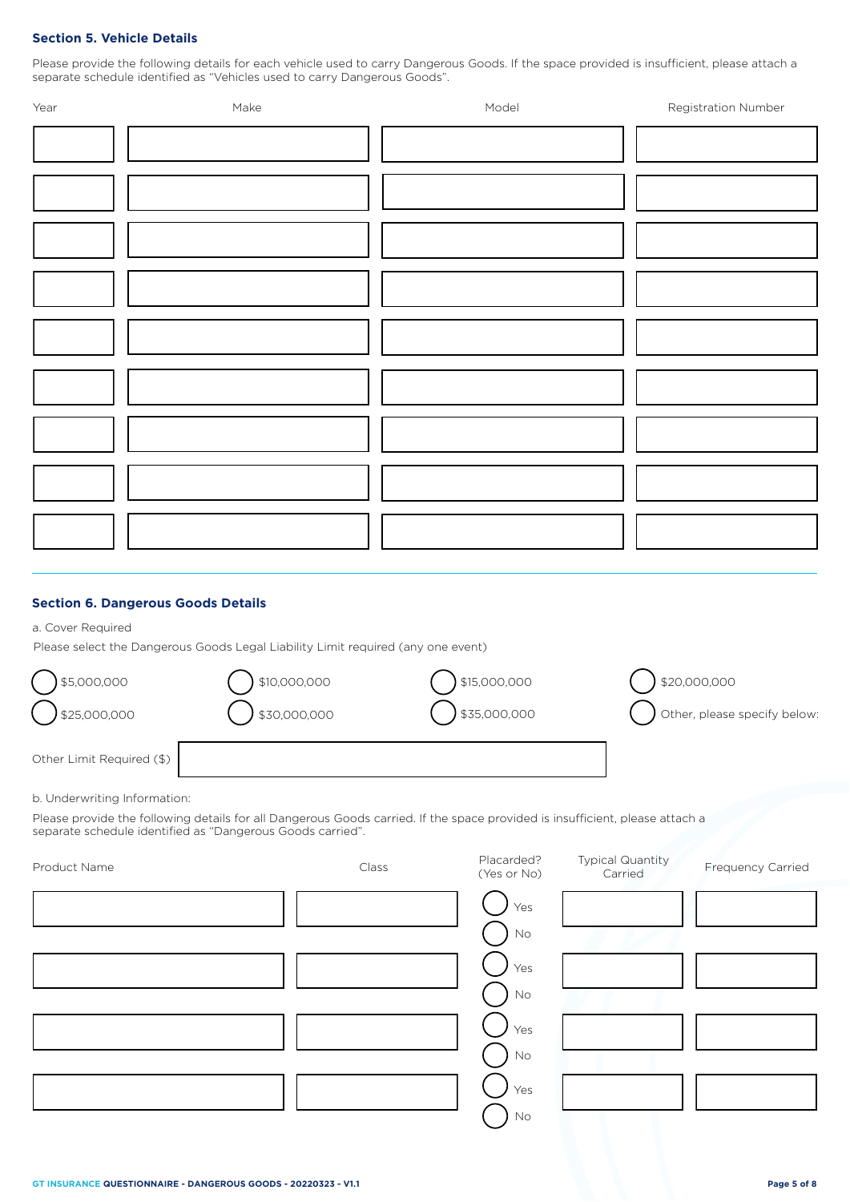### Section 5. Vehicle Details

Please provide the following details for each vehicle used to carry Dangerous Goods. If the space provided is insufficient, please attach a separate schedule identified as "Vehicles used to carry Dangerous Goods".

| Year | Make | Model | Registration Number |
|---|---|---|---|
| | | | |
| | | | |
| | | | |
| | | | |
| | | | |
| | | | |
| | | | |
| | | | |
| | | | |

### Section 6. Dangerous Goods Details

a. Cover Required

Please select the Dangerous Goods Legal Liability Limit required (any one event)

- ◯ $5,000,000
- ◯ $10,000,000
- ◯ $15,000,000
- ◯ $20,000,000
- ◯ $25,000,000
- ◯ $30,000,000
- ◯ $35,000,000
- ◯ Other, please specify below:

Other Limit Required ($) ____________________

b. Underwriting Information:

Please provide the following details for all Dangerous Goods carried. If the space provided is insufficient, please attach a separate schedule identified as "Dangerous Goods carried".

| Product Name | Class | Placarded? (Yes or No) | Typical Quantity Carried | Frequency Carried |
|---|---|---|---|---|
| | | ◯ Yes ◯ No | | |
| | | ◯ Yes ◯ No | | |
| | | ◯ Yes ◯ No | | |
| | | ◯ Yes ◯ No | | |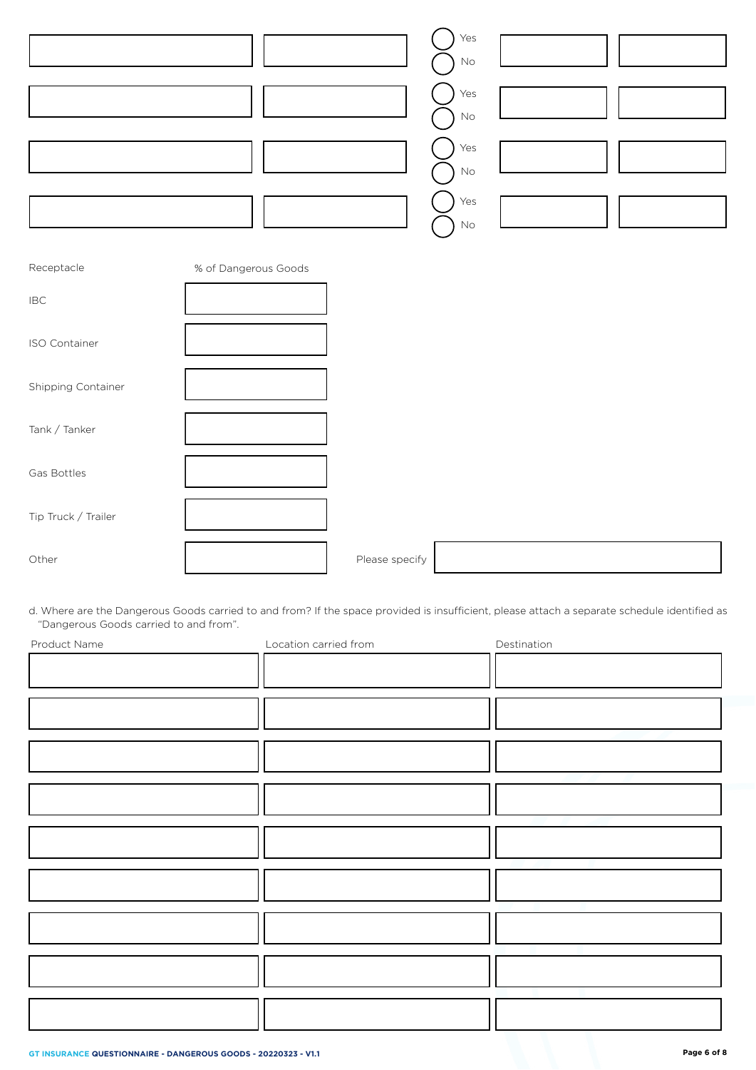| | | | | |
|---|---|---|---|---|
| | | ◯ Yes ◯ No | | |
| | | ◯ Yes ◯ No | | |
| | | ◯ Yes ◯ No | | |
| | | ◯ Yes ◯ No | | |

| Receptacle | % of Dangerous Goods | | |
|---|---|---|---|
| IBC | | | |
| ISO Container | | | |
| Shipping Container | | | |
| Tank / Tanker | | | |
| Gas Bottles | | | |
| Tip Truck / Trailer | | | |
| Other | | Please specify | |

d. Where are the Dangerous Goods carried to and from? If the space provided is insufficient, please attach a separate schedule identified as "Dangerous Goods carried to and from".

| Product Name | Location carried from | Destination |
|---|---|---|
| | | |
| | | |
| | | |
| | | |
| | | |
| | | |
| | | |
| | | |
| | | |

GT INSURANCE QUESTIONNAIRE - DANGEROUS GOODS - 20220323 - V1.1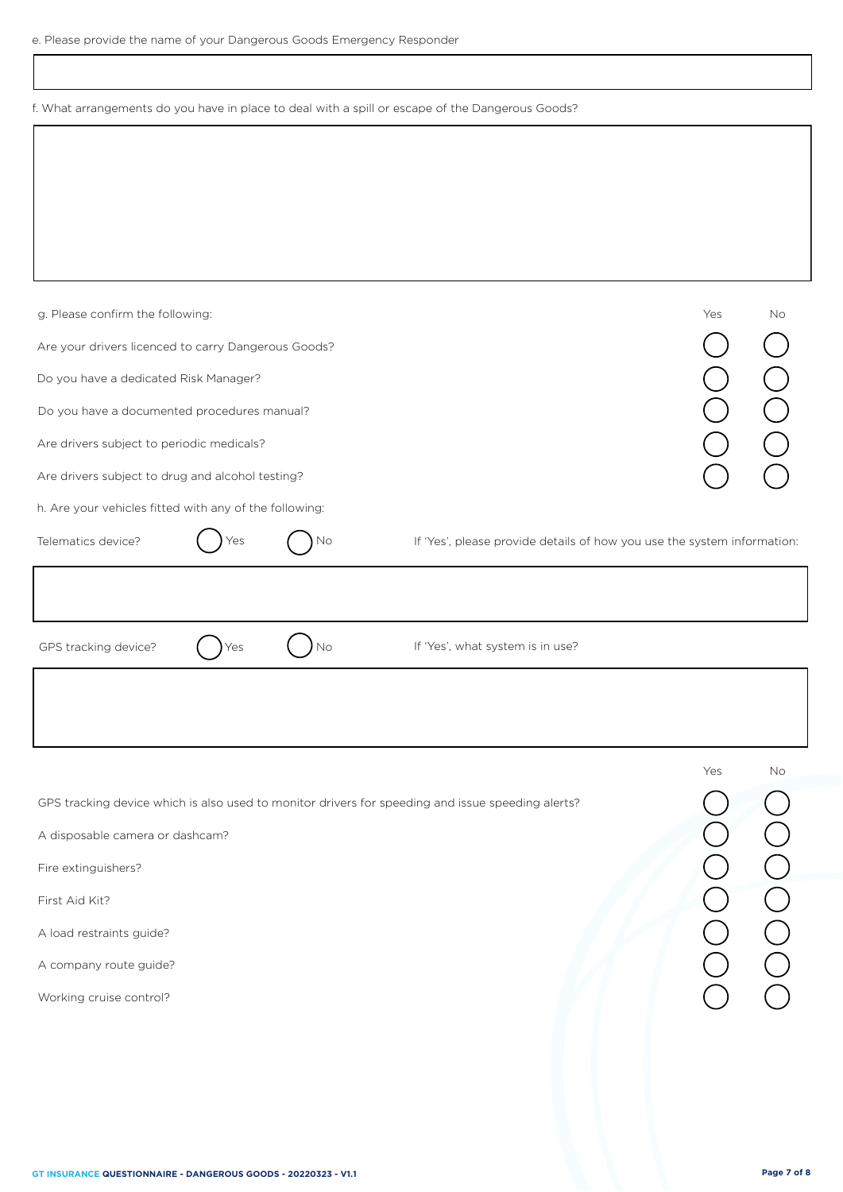e. Please provide the name of your Dangerous Goods Emergency Responder

f. What arrangements do you have in place to deal with a spill or escape of the Dangerous Goods?

| g. Please confirm the following: | Yes | No |
|---|---|---|
| Are your drivers licenced to carry Dangerous Goods? | ◯ | ◯ |
| Do you have a dedicated Risk Manager? | ◯ | ◯ |
| Do you have a documented procedures manual? | ◯ | ◯ |
| Are drivers subject to periodic medicals? | ◯ | ◯ |
| Are drivers subject to drug and alcohol testing? | ◯ | ◯ |

h. Are your vehicles fitted with any of the following:

Telematics device? ◯ Yes ◯ No — If 'Yes', please provide details of how you use the system information:

GPS tracking device? ◯ Yes ◯ No — If 'Yes', what system is in use?

| | Yes | No |
|---|---|---|
| GPS tracking device which is also used to monitor drivers for speeding and issue speeding alerts? | ◯ | ◯ |
| A disposable camera or dashcam? | ◯ | ◯ |
| Fire extinguishers? | ◯ | ◯ |
| First Aid Kit? | ◯ | ◯ |
| A load restraints guide? | ◯ | ◯ |
| A company route guide? | ◯ | ◯ |
| Working cruise control? | ◯ | ◯ |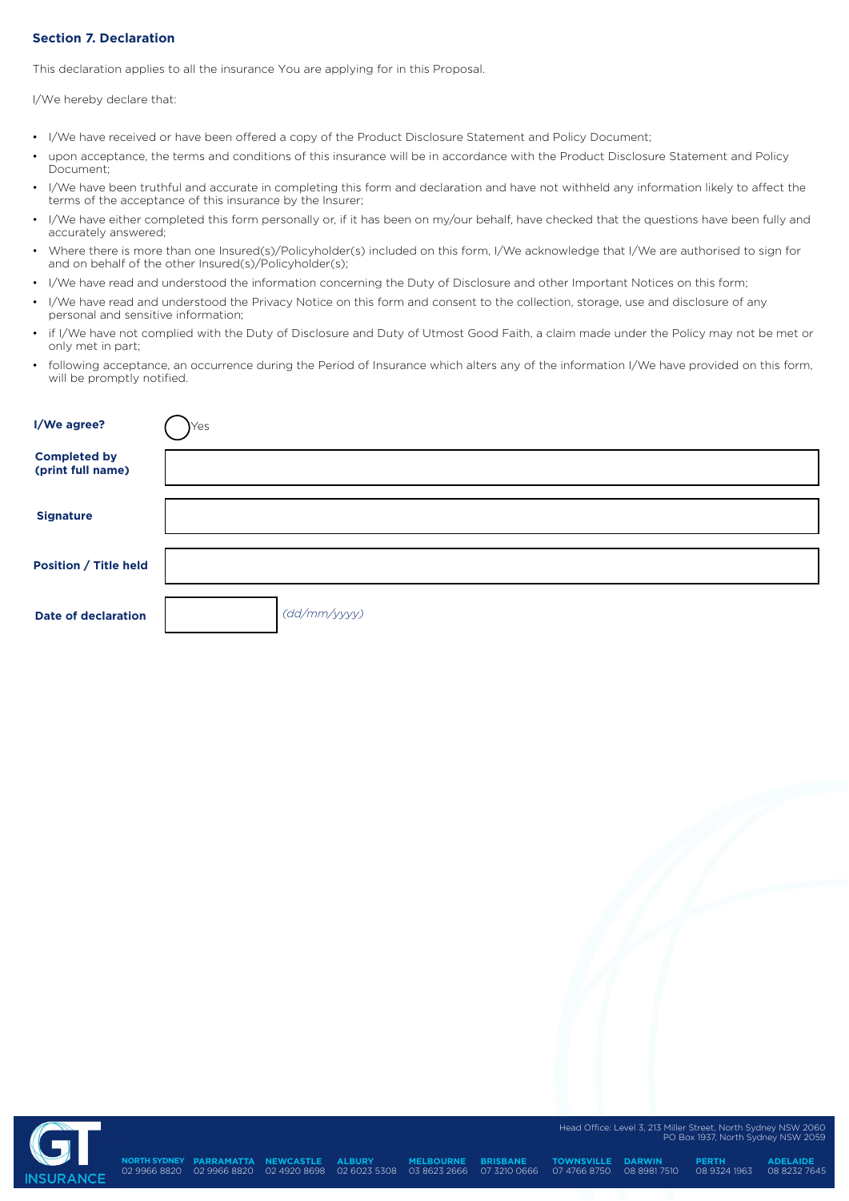### Section 7. Declaration

This declaration applies to all the insurance You are applying for in this Proposal.

I/We hereby declare that:

- I/We have received or have been offered a copy of the Product Disclosure Statement and Policy Document;
- upon acceptance, the terms and conditions of this insurance will be in accordance with the Product Disclosure Statement and Policy Document;
- I/We have been truthful and accurate in completing this form and declaration and have not withheld any information likely to affect the terms of the acceptance of this insurance by the Insurer;
- I/We have either completed this form personally or, if it has been on my/our behalf, have checked that the questions have been fully and accurately answered;
- Where there is more than one Insured(s)/Policyholder(s) included on this form, I/We acknowledge that I/We are authorised to sign for and on behalf of the other Insured(s)/Policyholder(s);
- I/We have read and understood the information concerning the Duty of Disclosure and other Important Notices on this form;
- I/We have read and understood the Privacy Notice on this form and consent to the collection, storage, use and disclosure of any personal and sensitive information;
- if I/We have not complied with the Duty of Disclosure and Duty of Utmost Good Faith, a claim made under the Policy may not be met or only met in part;
- following acceptance, an occurrence during the Period of Insurance which alters any of the information I/We have provided on this form, will be promptly notified.

| | |
|---|---|
| **I/We agree?** | ◯ Yes |
| **Completed by (print full name)** | |
| **Signature** | |
| **Position / Title held** | |
| **Date of declaration** | *(dd/mm/yyyy)* |

GT INSURANCE

Head Office: Level 3, 213 Miller Street, North Sydney NSW 2060
PO Box 1937, North Sydney NSW 2059

| NORTH SYDNEY | PARRAMATTA | NEWCASTLE | ALBURY | MELBOURNE | BRISBANE | TOWNSVILLE | DARWIN | PERTH | ADELAIDE |
|---|---|---|---|---|---|---|---|---|---|
| 02 9966 8820 | 02 9966 8820 | 02 4920 8698 | 02 6023 5308 | 03 8623 2666 | 07 3210 0666 | 07 4766 8750 | 08 8981 7510 | 08 9324 1963 | 08 8232 7645 |